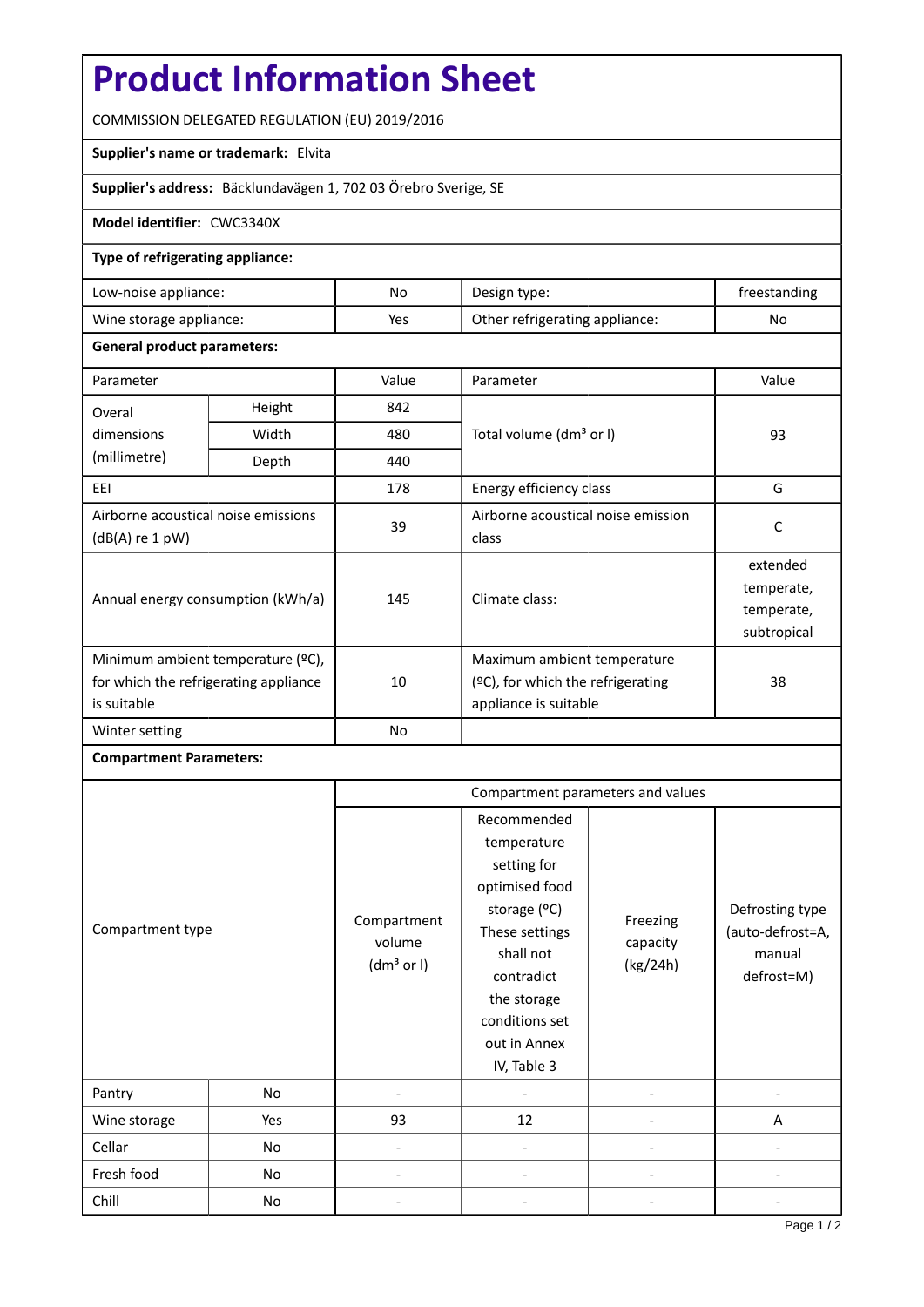# Product Information Sheet

COMMISSION DELEGATED REGULATION (EU) 2019/2016

**Supplier's name or trademark:** Elvita

**Supplier's address:** Bäcklundavägen 1, 702 03 Örebro Sverige, SE

**Model identifier:** CWC3340X

**Type of refrigerating appliance:**

| | | | |
|---|---|---|---|
| Low-noise appliance: | No | Design type: | freestanding |
| Wine storage appliance: | Yes | Other refrigerating appliance: | No |

**General product parameters:**

| Parameter | | Value | Parameter | Value |
|---|---|---|---|---|
| Overal dimensions (millimetre) | Height | 842 | Total volume (dm³ or l) | 93 |
| | Width | 480 | | |
| | Depth | 440 | | |
| EEI | | 178 | Energy efficiency class | G |
| Airborne acoustical noise emissions (dB(A) re 1 pW) | | 39 | Airborne acoustical noise emission class | C |
| Annual energy consumption (kWh/a) | | 145 | Climate class: | extended temperate, temperate, subtropical |
| Minimum ambient temperature (ºC), for which the refrigerating appliance is suitable | | 10 | Maximum ambient temperature (ºC), for which the refrigerating appliance is suitable | 38 |
| Winter setting | | No | | |

**Compartment Parameters:**

| Compartment type | | Compartment volume (dm³ or l) | Recommended temperature setting for optimised food storage (ºC) These settings shall not contradict the storage conditions set out in Annex IV, Table 3 | Freezing capacity (kg/24h) | Defrosting type (auto-defrost=A, manual defrost=M) |
|---|---|---|---|---|---|
| Pantry | No | - | - | - | - |
| Wine storage | Yes | 93 | 12 | - | A |
| Cellar | No | - | - | - | - |
| Fresh food | No | - | - | - | - |
| Chill | No | - | - | - | - |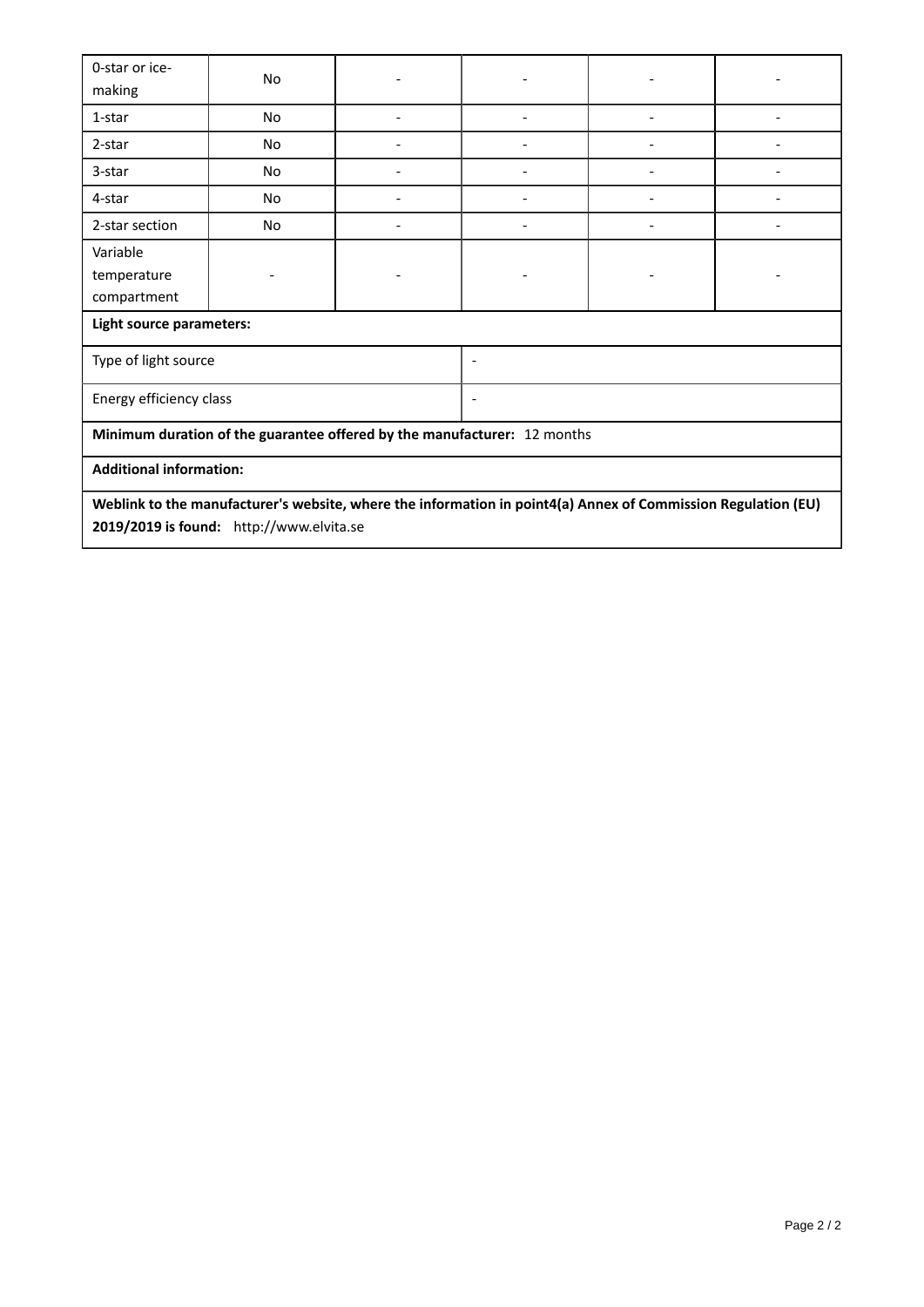| | | | | | |
|---|---|---|---|---|---|
| 0-star or ice-making | No | - | - | - | - |
| 1-star | No | - | - | - | - |
| 2-star | No | - | - | - | - |
| 3-star | No | - | - | - | - |
| 4-star | No | - | - | - | - |
| 2-star section | No | - | - | - | - |
| Variable temperature compartment | - | - | - | - | - |

**Light source parameters:**

| | |
|---|---|
| Type of light source | - |
| Energy efficiency class | - |

**Minimum duration of the guarantee offered by the manufacturer:** 12 months

**Additional information:**

**Weblink to the manufacturer's website, where the information in point4(a) Annex of Commission Regulation (EU) 2019/2019 is found:** http://www.elvita.se